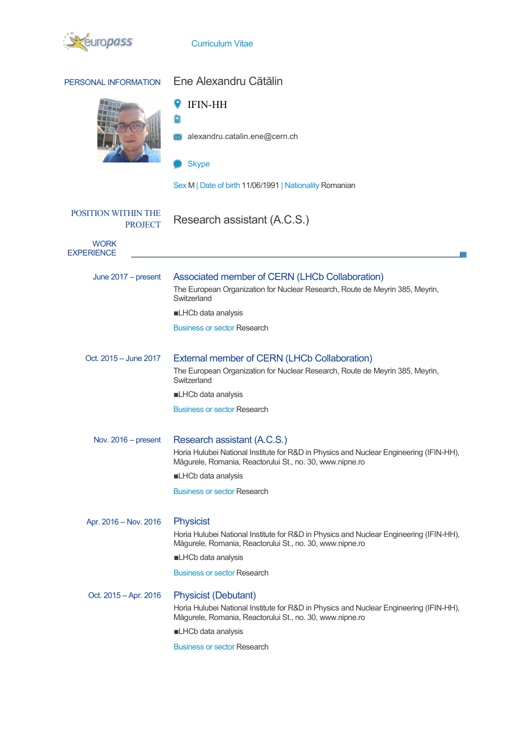europass Curriculum Vitae

## PERSONAL INFORMATION

# Ene Alexandru Cătălin

IFIN-HH

alexandru.catalin.ene@cern.ch

Skype

Sex M | Date of birth 11/06/1991 | Nationality Romanian

## POSITION WITHIN THE PROJECT

Research assistant (A.C.S.)

## WORK EXPERIENCE

**June 2017 – present**

### Associated member of CERN (LHCb Collaboration)

The European Organization for Nuclear Research, Route de Meyrin 385, Meyrin, Switzerland

- LHCb data analysis

Business or sector Research

**Oct. 2015 – June 2017**

### External member of CERN (LHCb Collaboration)

The European Organization for Nuclear Research, Route de Meyrin 385, Meyrin, Switzerland

- LHCb data analysis

Business or sector Research

**Nov. 2016 – present**

### Research assistant (A.C.S.)

Horia Hulubei National Institute for R&D in Physics and Nuclear Engineering (IFIN-HH), Măgurele, Romania, Reactorului St., no. 30, www.nipne.ro

- LHCb data analysis

Business or sector Research

**Apr. 2016 – Nov. 2016**

### Physicist

Horia Hulubei National Institute for R&D in Physics and Nuclear Engineering (IFIN-HH), Măgurele, Romania, Reactorului St., no. 30, www.nipne.ro

- LHCb data analysis

Business or sector Research

**Oct. 2015 – Apr. 2016**

### Physicist (Debutant)

Horia Hulubei National Institute for R&D in Physics and Nuclear Engineering (IFIN-HH), Măgurele, Romania, Reactorului St., no. 30, www.nipne.ro

- LHCb data analysis

Business or sector Research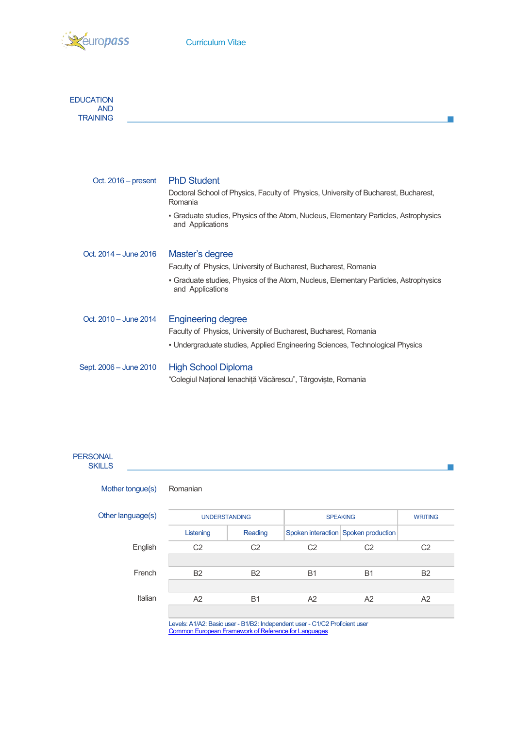## EDUCATION AND TRAINING

**Oct. 2016 – present**

### PhD Student

Doctoral School of Physics, Faculty of Physics, University of Bucharest, Bucharest, Romania

- Graduate studies, Physics of the Atom, Nucleus, Elementary Particles, Astrophysics and Applications

**Oct. 2014 – June 2016**

### Master's degree

Faculty of Physics, University of Bucharest, Bucharest, Romania

- Graduate studies, Physics of the Atom, Nucleus, Elementary Particles, Astrophysics and Applications

**Oct. 2010 – June 2014**

### Engineering degree

Faculty of Physics, University of Bucharest, Bucharest, Romania

- Undergraduate studies, Applied Engineering Sciences, Technological Physics

**Sept. 2006 – June 2010**

### High School Diploma

"Colegiul Național Ienachiță Văcărescu", Târgoviște, Romania

## PERSONAL SKILLS

**Mother tongue(s)**: Romanian

**Other language(s)**

| | UNDERSTANDING | | SPEAKING | | WRITING |
|---|---|---|---|---|---|
| | Listening | Reading | Spoken interaction | Spoken production | |
| English | C2 | C2 | C2 | C2 | C2 |
| French | B2 | B2 | B1 | B1 | B2 |
| Italian | A2 | B1 | A2 | A2 | A2 |

Levels: A1/A2: Basic user - B1/B2: Independent user - C1/C2 Proficient user
Common European Framework of Reference for Languages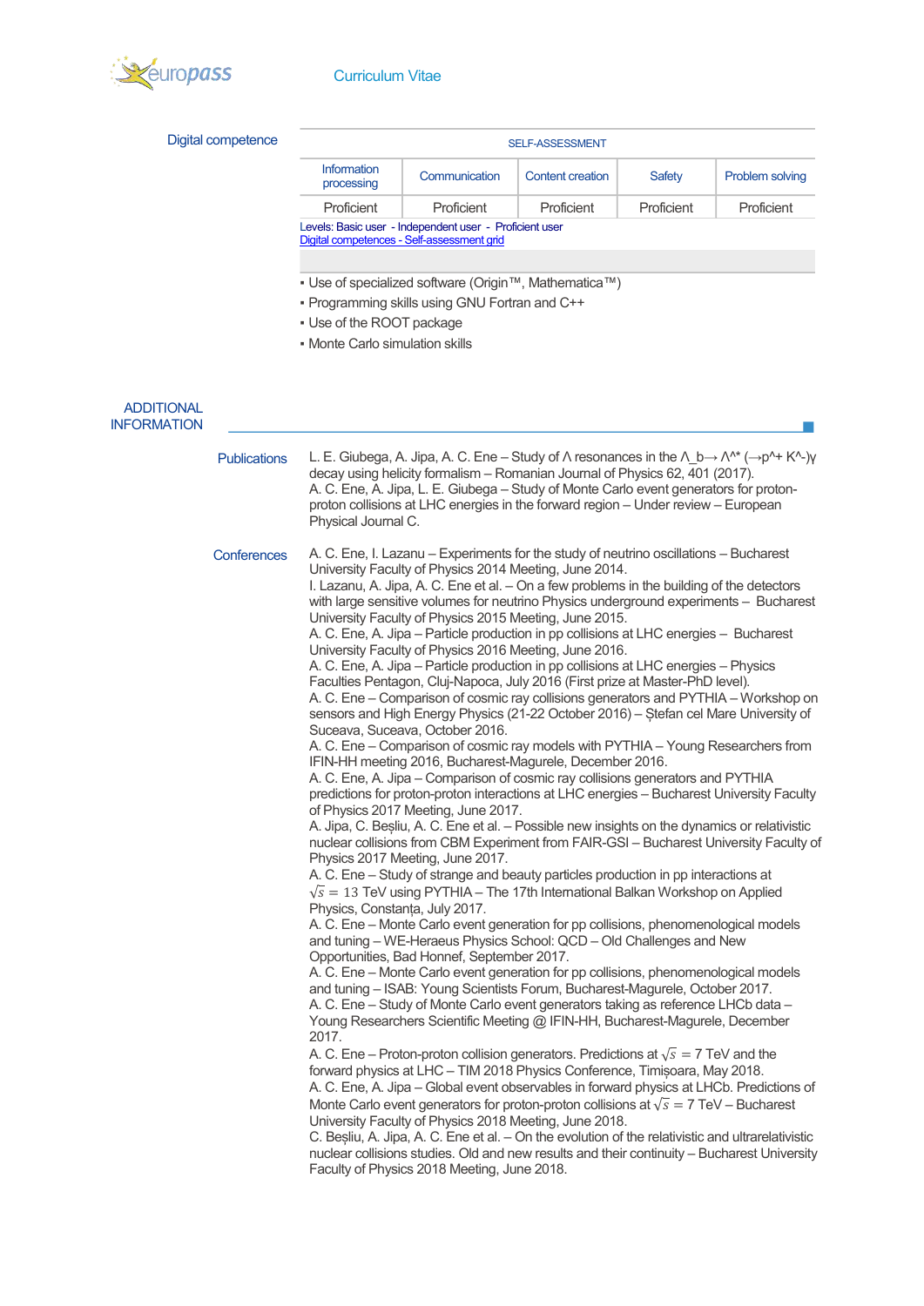## Digital competence

| SELF-ASSESSMENT | | | | |
|---|---|---|---|---|
| Information processing | Communication | Content creation | Safety | Problem solving |
| Proficient | Proficient | Proficient | Proficient | Proficient |

Levels: Basic user - Independent user - Proficient user
Digital competences - Self-assessment grid

- Use of specialized software (Origin™, Mathematica™)
- Programming skills using GNU Fortran and C++
- Use of the ROOT package
- Monte Carlo simulation skills

## ADDITIONAL INFORMATION

### Publications

L. E. Giubega, A. Jipa, A. C. Ene – Study of Λ resonances in the $\Lambda_b \to \Lambda^*$ ($\to p^+ K^-$)γ decay using helicity formalism – Romanian Journal of Physics 62, 401 (2017).
A. C. Ene, A. Jipa, L. E. Giubega – Study of Monte Carlo event generators for proton-proton collisions at LHC energies in the forward region – Under review – European Physical Journal C.

### Conferences

A. C. Ene, I. Lazanu – Experiments for the study of neutrino oscillations – Bucharest University Faculty of Physics 2014 Meeting, June 2014.
I. Lazanu, A. Jipa, A. C. Ene et al. – On a few problems in the building of the detectors with large sensitive volumes for neutrino Physics underground experiments – Bucharest University Faculty of Physics 2015 Meeting, June 2015.
A. C. Ene, A. Jipa – Particle production in pp collisions at LHC energies – Bucharest University Faculty of Physics 2016 Meeting, June 2016.
A. C. Ene, A. Jipa – Particle production in pp collisions at LHC energies – Physics Faculties Pentagon, Cluj-Napoca, July 2016 (First prize at Master-PhD level).
A. C. Ene – Comparison of cosmic ray collisions generators and PYTHIA – Workshop on sensors and High Energy Physics (21-22 October 2016) – Ștefan cel Mare University of Suceava, Suceava, October 2016.
A. C. Ene – Comparison of cosmic ray models with PYTHIA – Young Researchers from IFIN-HH meeting 2016, Bucharest-Magurele, December 2016.
A. C. Ene, A. Jipa – Comparison of cosmic ray collisions generators and PYTHIA predictions for proton-proton interactions at LHC energies – Bucharest University Faculty of Physics 2017 Meeting, June 2017.
A. Jipa, C. Beșliu, A. C. Ene et al. – Possible new insights on the dynamics or relativistic nuclear collisions from CBM Experiment from FAIR-GSI – Bucharest University Faculty of Physics 2017 Meeting, June 2017.
A. C. Ene – Study of strange and beauty particles production in pp interactions at $\sqrt{s} = 13$ TeV using PYTHIA – The 17th International Balkan Workshop on Applied Physics, Constanța, July 2017.
A. C. Ene – Monte Carlo event generation for pp collisions, phenomenological models and tuning – WE-Heraeus Physics School: QCD – Old Challenges and New Opportunities, Bad Honnef, September 2017.
A. C. Ene – Monte Carlo event generation for pp collisions, phenomenological models and tuning – ISAB: Young Scientists Forum, Bucharest-Magurele, October 2017.
A. C. Ene – Study of Monte Carlo event generators taking as reference LHCb data – Young Researchers Scientific Meeting @ IFIN-HH, Bucharest-Magurele, December 2017.
A. C. Ene – Proton-proton collision generators. Predictions at $\sqrt{s} = 7$ TeV and the forward physics at LHC – TIM 2018 Physics Conference, Timișoara, May 2018.
A. C. Ene, A. Jipa – Global event observables in forward physics at LHCb. Predictions of Monte Carlo event generators for proton-proton collisions at $\sqrt{s} = 7$ TeV – Bucharest University Faculty of Physics 2018 Meeting, June 2018.
C. Beșliu, A. Jipa, A. C. Ene et al. – On the evolution of the relativistic and ultrarelativistic nuclear collisions studies. Old and new results and their continuity – Bucharest University Faculty of Physics 2018 Meeting, June 2018.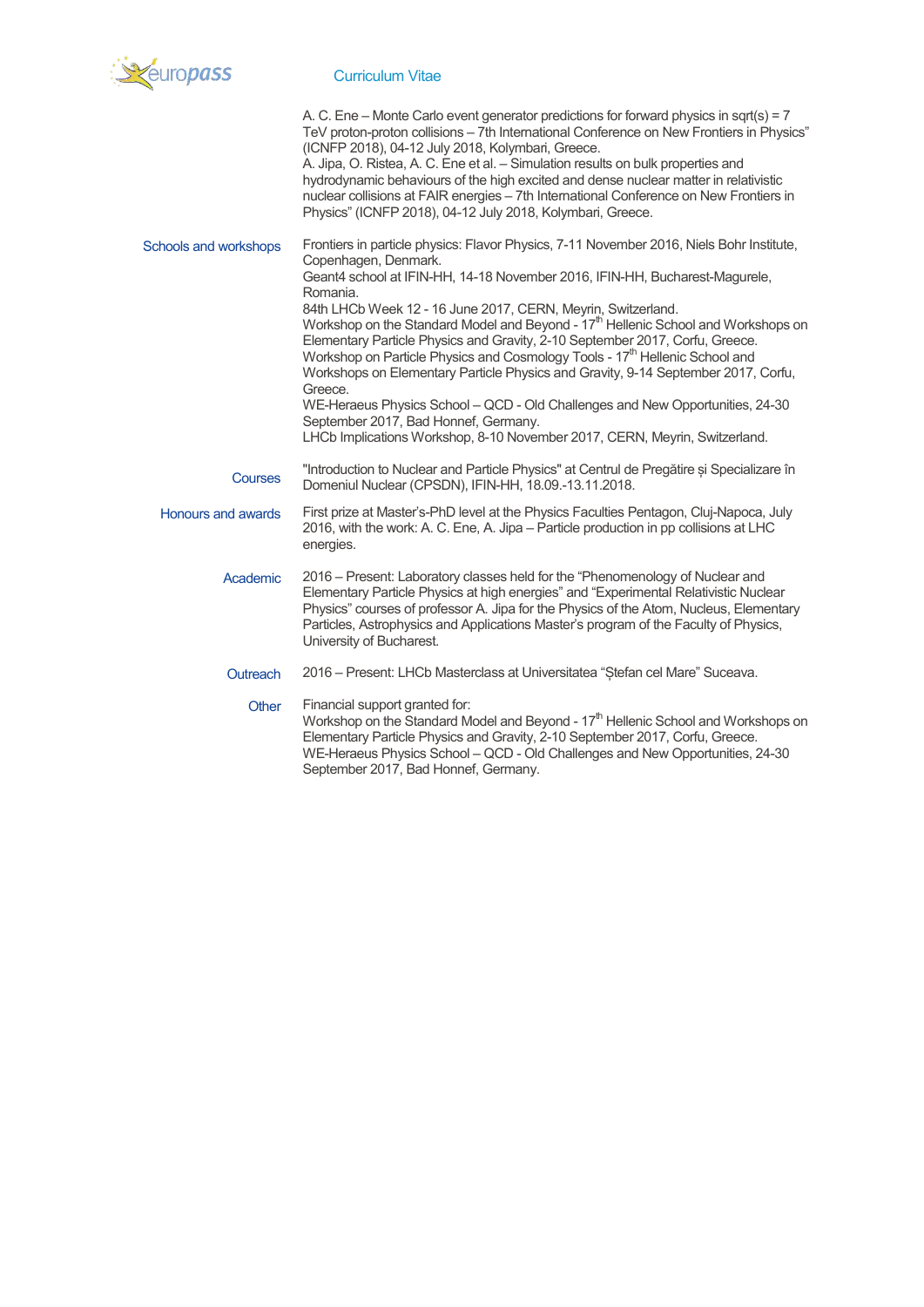A. C. Ene – Monte Carlo event generator predictions for forward physics in sqrt(s) = 7 TeV proton-proton collisions – 7th International Conference on New Frontiers in Physics" (ICNFP 2018), 04-12 July 2018, Kolymbari, Greece.
A. Jipa, O. Ristea, A. C. Ene et al. – Simulation results on bulk properties and hydrodynamic behaviours of the high excited and dense nuclear matter in relativistic nuclear collisions at FAIR energies – 7th International Conference on New Frontiers in Physics" (ICNFP 2018), 04-12 July 2018, Kolymbari, Greece.

**Schools and workshops**

Frontiers in particle physics: Flavor Physics, 7-11 November 2016, Niels Bohr Institute, Copenhagen, Denmark.
Geant4 school at IFIN-HH, 14-18 November 2016, IFIN-HH, Bucharest-Magurele, Romania.
84th LHCb Week 12 - 16 June 2017, CERN, Meyrin, Switzerland.
Workshop on the Standard Model and Beyond - $17^{th}$ Hellenic School and Workshops on Elementary Particle Physics and Gravity, 2-10 September 2017, Corfu, Greece.
Workshop on Particle Physics and Cosmology Tools - $17^{th}$ Hellenic School and Workshops on Elementary Particle Physics and Gravity, 9-14 September 2017, Corfu, Greece.
WE-Heraeus Physics School – QCD - Old Challenges and New Opportunities, 24-30 September 2017, Bad Honnef, Germany.
LHCb Implications Workshop, 8-10 November 2017, CERN, Meyrin, Switzerland.

**Courses**

"Introduction to Nuclear and Particle Physics" at Centrul de Pregătire și Specializare în Domeniul Nuclear (CPSDN), IFIN-HH, 18.09.-13.11.2018.

**Honours and awards**

First prize at Master's-PhD level at the Physics Faculties Pentagon, Cluj-Napoca, July 2016, with the work: A. C. Ene, A. Jipa – Particle production in pp collisions at LHC energies.

**Academic**

2016 – Present: Laboratory classes held for the "Phenomenology of Nuclear and Elementary Particle Physics at high energies" and "Experimental Relativistic Nuclear Physics" courses of professor A. Jipa for the Physics of the Atom, Nucleus, Elementary Particles, Astrophysics and Applications Master's program of the Faculty of Physics, University of Bucharest.

**Outreach**

2016 – Present: LHCb Masterclass at Universitatea "Ștefan cel Mare" Suceava.

**Other**

Financial support granted for:
Workshop on the Standard Model and Beyond - $17^{th}$ Hellenic School and Workshops on Elementary Particle Physics and Gravity, 2-10 September 2017, Corfu, Greece.
WE-Heraeus Physics School – QCD - Old Challenges and New Opportunities, 24-30 September 2017, Bad Honnef, Germany.